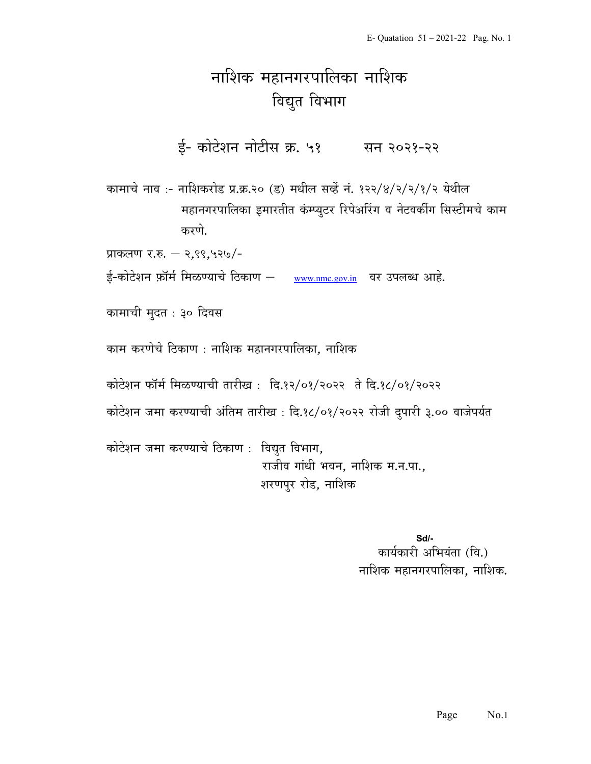# नाशिक महानगरपालिका नाशिक
## विद्युत विभाग

### ई- कोटेशन नोटीस क्र. ५१ सन २०२१-२२

कामाचे नाव :- नाशिकरोड प्र.क्र.२० (ड) मधील सर्व्हे नं. १२२/४/२/२/१/२ येथील महानगरपालिका इमारतीत कंम्प्युटर रिपेअरिंग व नेटवर्कीग सिस्टीमचे काम करणे.

प्राकलण र.रु. – २,९९,५२७/-

ई-कोटेशन फ़ॉर्म मिळण्याचे ठिकाण – www.nmc.gov.in वर उपलब्ध आहे.

कामाची मुदत : ३० दिवस

काम करणेचे ठिकाण : नाशिक महानगरपालिका, नाशिक

कोटेशन फॉर्म मिळण्याची तारीख : दि.१२/०१/२०२२ ते दि.१८/०१/२०२२

कोटेशन जमा करण्याची अंतिम तारीख : दि.१८/०१/२०२२ रोजी दुपारी ३.०० वाजेपर्यत

कोटेशन जमा करण्याचे ठिकाण : विद्युत विभाग,
राजीव गांधी भवन, नाशिक म.न.पा.,
शरणपुर रोड, नाशिक

Sd/-
कार्यकारी अभियंता (वि.)
नाशिक महानगरपालिका, नाशिक.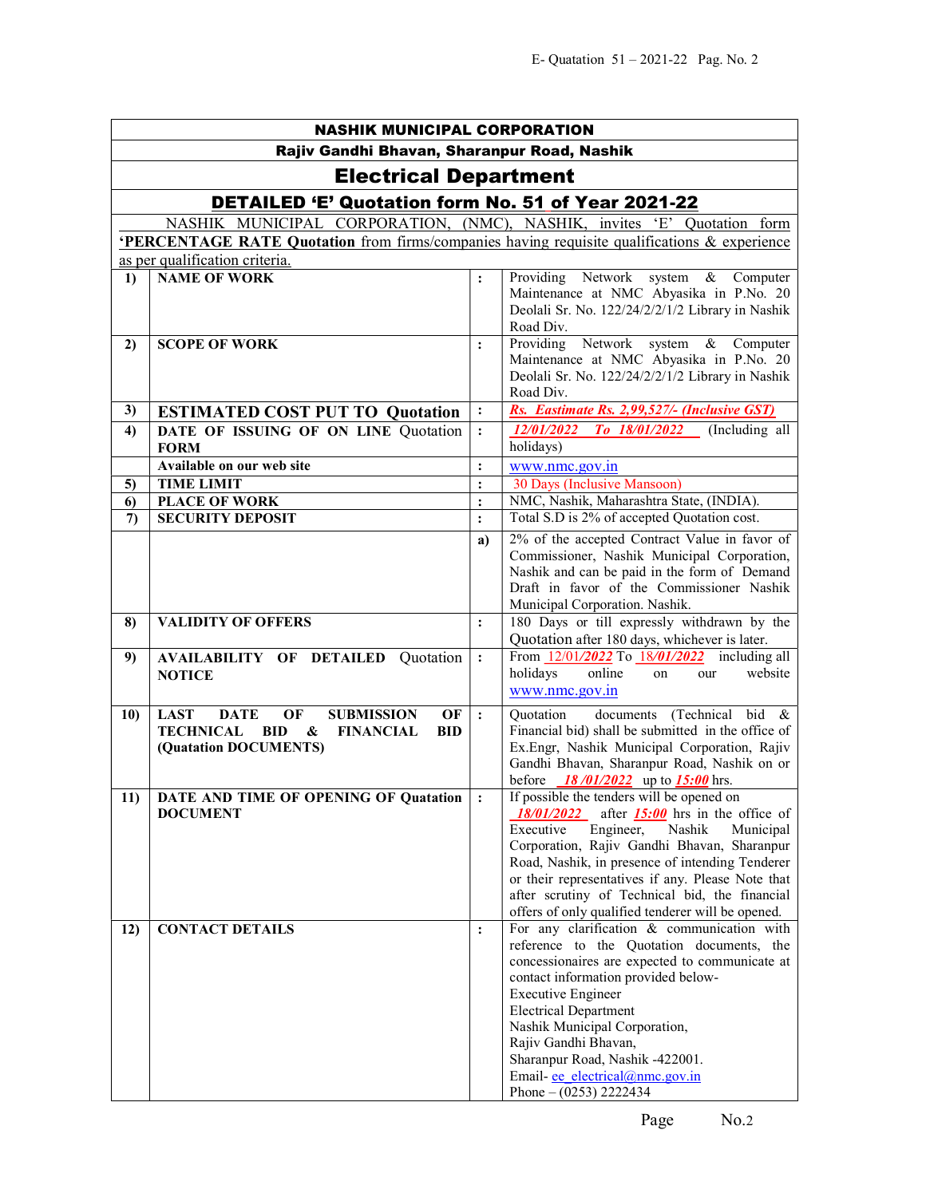# NASHIK MUNICIPAL CORPORATION

## Rajiv Gandhi Bhavan, Sharanpur Road, Nashik

## Electrical Department

## DETAILED 'E' Quotation form No. 51 of Year 2021-22

NASHIK MUNICIPAL CORPORATION, (NMC), NASHIK, invites 'E' Quotation form **'PERCENTAGE RATE Quotation** from firms/companies having requisite qualifications & experience as per qualification criteria.

| | | | |
|---|---|---|---|
| 1) | **NAME OF WORK** | : | Providing Network system & Computer Maintenance at NMC Abyasika in P.No. 20 Deolali Sr. No. 122/24/2/2/1/2 Library in Nashik Road Div. |
| 2) | **SCOPE OF WORK** | : | Providing Network system & Computer Maintenance at NMC Abyasika in P.No. 20 Deolali Sr. No. 122/24/2/2/1/2 Library in Nashik Road Div. |
| 3) | **ESTIMATED COST PUT TO Quotation** | : | ***Rs. Eastimate Rs. 2,99,527/- (Inclusive GST)*** |
| 4) | **DATE OF ISSUING OF ON LINE Quotation FORM** | : | *12/01/2022 To 18/01/2022* (Including all holidays) |
| | **Available on our web site** | : | www.nmc.gov.in |
| 5) | **TIME LIMIT** | : | 30 Days (Inclusive Mansoon) |
| 6) | **PLACE OF WORK** | : | NMC, Nashik, Maharashtra State, (INDIA). |
| 7) | **SECURITY DEPOSIT** | : | Total S.D is 2% of accepted Quotation cost. |
| | | a) | 2% of the accepted Contract Value in favor of Commissioner, Nashik Municipal Corporation, Nashik and can be paid in the form of Demand Draft in favor of the Commissioner Nashik Municipal Corporation. Nashik. |
| 8) | **VALIDITY OF OFFERS** | : | 180 Days or till expressly withdrawn by the Quotation after 180 days, whichever is later. |
| 9) | **AVAILABILITY OF DETAILED Quotation NOTICE** | : | From 12/01/*2022* To 18/*01/2022* including all holidays online on our website www.nmc.gov.in |
| 10) | **LAST DATE OF SUBMISSION OF TECHNICAL BID & FINANCIAL BID (Quatation DOCUMENTS)** | : | Quotation documents (Technical bid & Financial bid) shall be submitted in the office of Ex.Engr, Nashik Municipal Corporation, Rajiv Gandhi Bhavan, Sharanpur Road, Nashik on or before *18 /01/2022* up to ***15:00*** hrs. |
| 11) | **DATE AND TIME OF OPENING OF Quatation DOCUMENT** | : | If possible the tenders will be opened on ***18/01/2022*** after ***15:00*** hrs in the office of Executive Engineer, Nashik Municipal Corporation, Rajiv Gandhi Bhavan, Sharanpur Road, Nashik, in presence of intending Tenderer or their representatives if any. Please Note that after scrutiny of Technical bid, the financial offers of only qualified tenderer will be opened. |
| 12) | **CONTACT DETAILS** | : | For any clarification & communication with reference to the Quotation documents, the concessionaires are expected to communicate at contact information provided below-<br>Executive Engineer<br>Electrical Department<br>Nashik Municipal Corporation,<br>Rajiv Gandhi Bhavan,<br>Sharanpur Road, Nashik -422001.<br>Email- ee_electrical@nmc.gov.in<br>Phone – (0253) 2222434 |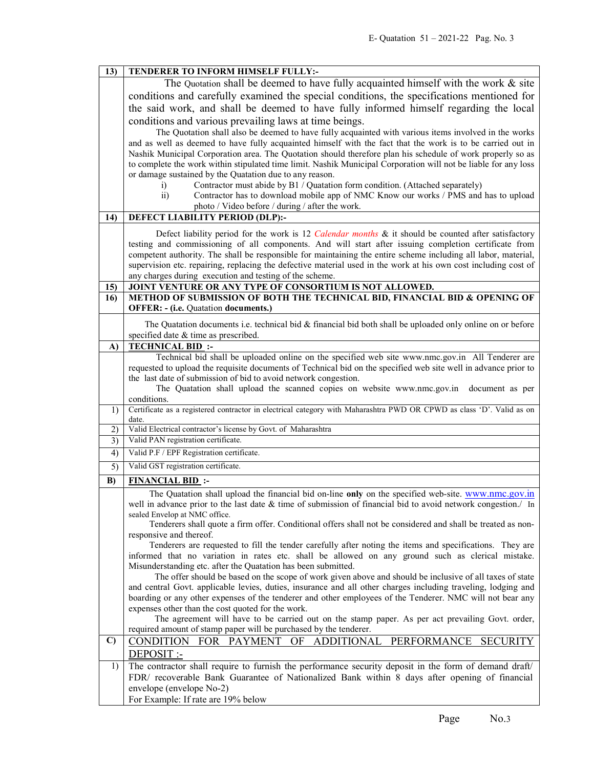| | |
|---|---|
| **13)** | **TENDERER TO INFORM HIMSELF FULLY:-** |
| | The Quotation shall be deemed to have fully acquainted himself with the work & site conditions and carefully examined the special conditions, the specifications mentioned for the said work, and shall be deemed to have fully informed himself regarding the local conditions and various prevailing laws at time beings.<br>The Quotation shall also be deemed to have fully acquainted with various items involved in the works and as well as deemed to have fully acquainted himself with the fact that the work is to be carried out in Nashik Municipal Corporation area. The Quotation should therefore plan his schedule of work properly so as to complete the work within stipulated time limit. Nashik Municipal Corporation will not be liable for any loss or damage sustained by the Quatation due to any reason.<br>i) Contractor must abide by B1 / Quatation form condition. (Attached separately)<br>ii) Contractor has to download mobile app of NMC Know our works / PMS and has to upload photo / Video before / during / after the work. |
| **14)** | **DEFECT LIABILITY PERIOD (DLP):-** |
| | Defect liability period for the work is 12 *Calendar months* & it should be counted after satisfactory testing and commissioning of all components. And will start after issuing completion certificate from competent authority. The shall be responsible for maintaining the entire scheme including all labor, material, supervision etc. repairing, replacing the defective material used in the work at his own cost including cost of any charges during execution and testing of the scheme. |
| **15)** | **JOINT VENTURE OR ANY TYPE OF CONSORTIUM IS NOT ALLOWED.** |
| **16)** | **METHOD OF SUBMISSION OF BOTH THE TECHNICAL BID, FINANCIAL BID & OPENING OF OFFER: - (i.e.** Quotation **documents.)** |
| | The Quotation documents i.e. technical bid & financial bid both shall be uploaded only online on or before specified date & time as prescribed. |
| **A)** | **TECHNICAL BID :-** |
| | Technical bid shall be uploaded online on the specified web site www.nmc.gov.in All Tenderer are requested to upload the requisite documents of Technical bid on the specified web site well in advance prior to the last date of submission of bid to avoid network congestion.<br>The Quotation shall upload the scanned copies on website www.nmc.gov.in document as per conditions. |
| 1) | Certificate as a registered contractor in electrical category with Maharashtra PWD OR CPWD as class 'D'. Valid as on date. |
| 2) | Valid Electrical contractor's license by Govt. of Maharashtra |
| 3) | Valid PAN registration certificate. |
| 4) | Valid P.F / EPF Registration certificate. |
| 5) | Valid GST registration certificate. |
| **B)** | **FINANCIAL BID :-** |
| | The Quatation shall upload the financial bid on-line **only** on the specified web-site. www.nmc.gov.in well in advance prior to the last date & time of submission of financial bid to avoid network congestion./ In sealed Envelop at NMC office.<br>Tenderers shall quote a firm offer. Conditional offers shall not be considered and shall be treated as non-responsive and thereof.<br>Tenderers are requested to fill the tender carefully after noting the items and specifications. They are informed that no variation in rates etc. shall be allowed on any ground such as clerical mistake. Misunderstanding etc. after the Quatation has been submitted.<br>The offer should be based on the scope of work given above and should be inclusive of all taxes of state and central Govt. applicable levies, duties, insurance and all other charges including traveling, lodging and boarding or any other expenses of the tenderer and other employees of the Tenderer. NMC will not bear any expenses other than the cost quoted for the work.<br>The agreement will have to be carried out on the stamp paper. As per act prevailing Govt. order, required amount of stamp paper will be purchased by the tenderer. |
| **C)** | CONDITION FOR PAYMENT OF ADDITIONAL PERFORMANCE SECURITY DEPOSIT :- |
| 1) | The contractor shall require to furnish the performance security deposit in the form of demand draft/ FDR/ recoverable Bank Guarantee of Nationalized Bank within 8 days after opening of financial envelope (envelope No-2)<br>For Example: If rate are 19% below |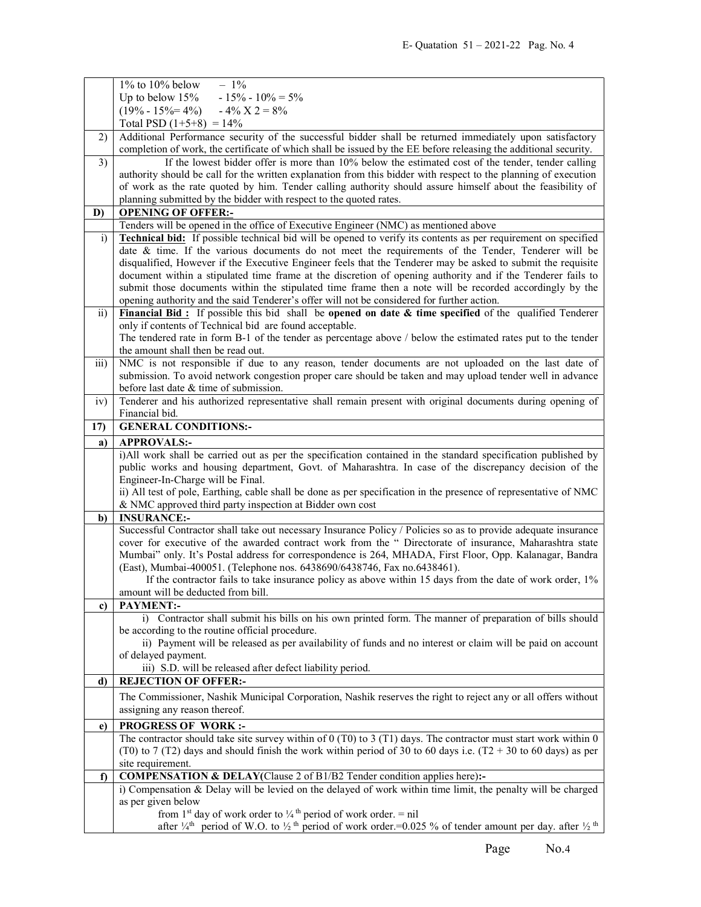| | |
|---|---|
| | 1% to 10% below – 1%<br>Up to below 15% - 15% - 10% = 5%<br>(19% - 15%= 4%) - 4% X 2 = 8%<br>Total PSD (1+5+8) = 14% |
| 2) | Additional Performance security of the successful bidder shall be returned immediately upon satisfactory completion of work, the certificate of which shall be issued by the EE before releasing the additional security. |
| 3) | If the lowest bidder offer is more than 10% below the estimated cost of the tender, tender calling authority should be call for the written explanation from this bidder with respect to the planning of execution of work as the rate quoted by him. Tender calling authority should assure himself about the feasibility of planning submitted by the bidder with respect to the quoted rates. |
| **D)** | **OPENING OF OFFER:-** |
| | Tenders will be opened in the office of Executive Engineer (NMC) as mentioned above |
| i) | **Technical bid:** If possible technical bid will be opened to verify its contents as per requirement on specified date & time. If the various documents do not meet the requirements of the Tender, Tenderer will be disqualified, However if the Executive Engineer feels that the Tenderer may be asked to submit the requisite document within a stipulated time frame at the discretion of opening authority and if the Tenderer fails to submit those documents within the stipulated time frame then a note will be recorded accordingly by the opening authority and the said Tenderer's offer will not be considered for further action. |
| ii) | **Financial Bid :** If possible this bid shall be **opened on date & time specified** of the qualified Tenderer only if contents of Technical bid are found acceptable.<br>The tendered rate in form B-1 of the tender as percentage above / below the estimated rates put to the tender the amount shall then be read out. |
| iii) | NMC is not responsible if due to any reason, tender documents are not uploaded on the last date of submission. To avoid network congestion proper care should be taken and may upload tender well in advance before last date & time of submission. |
| iv) | Tenderer and his authorized representative shall remain present with original documents during opening of Financial bid. |
| **17)** | **GENERAL CONDITIONS:-** |
| **a)** | **APPROVALS:-** |
| | i)All work shall be carried out as per the specification contained in the standard specification published by public works and housing department, Govt. of Maharashtra. In case of the discrepancy decision of the Engineer-In-Charge will be Final.<br>ii) All test of pole, Earthing, cable shall be done as per specification in the presence of representative of NMC & NMC approved third party inspection at Bidder own cost |
| **b)** | **INSURANCE:-** |
| | Successful Contractor shall take out necessary Insurance Policy / Policies so as to provide adequate insurance cover for executive of the awarded contract work from the " Directorate of insurance, Maharashtra state Mumbai" only. It's Postal address for correspondence is 264, MHADA, First Floor, Opp. Kalanagar, Bandra (East), Mumbai-400051. (Telephone nos. 6438690/6438746, Fax no.6438461).<br>If the contractor fails to take insurance policy as above within 15 days from the date of work order, 1% amount will be deducted from bill. |
| **c)** | **PAYMENT:-** |
| | i) Contractor shall submit his bills on his own printed form. The manner of preparation of bills should be according to the routine official procedure.<br>ii) Payment will be released as per availability of funds and no interest or claim will be paid on account of delayed payment.<br>iii) S.D. will be released after defect liability period. |
| **d)** | **REJECTION OF OFFER:-** |
| | The Commissioner, Nashik Municipal Corporation, Nashik reserves the right to reject any or all offers without assigning any reason thereof. |
| **e)** | **PROGRESS OF WORK :-** |
| | The contractor should take site survey within of 0 (T0) to 3 (T1) days. The contractor must start work within 0 (T0) to 7 (T2) days and should finish the work within period of 30 to 60 days i.e. (T2 + 30 to 60 days) as per site requirement. |
| **f)** | **COMPENSATION & DELAY(Clause 2 of B1/B2 Tender condition applies here):-** |
| | i) Compensation & Delay will be levied on the delayed of work within time limit, the penalty will be charged as per given below<br>from 1st day of work order to ¼ th period of work order. = nil<br>after ¼th period of W.O. to ½ th period of work order.=0.025 % of tender amount per day. after ½ th |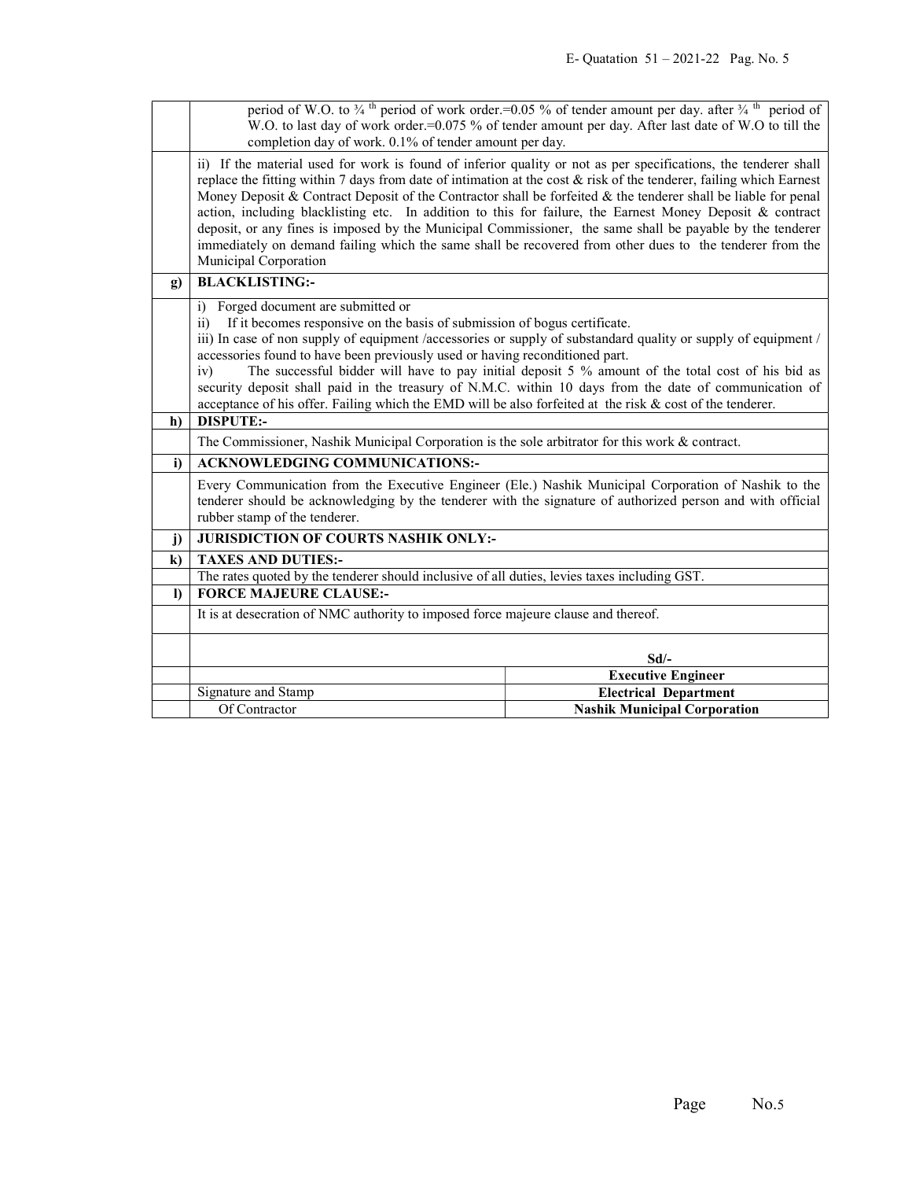| | |
|---|---|
| | period of W.O. to ¾ th period of work order.=0.05 % of tender amount per day. after ¾ th period of W.O. to last day of work order.=0.075 % of tender amount per day. After last date of W.O to till the completion day of work. 0.1% of tender amount per day. |
| | ii) If the material used for work is found of inferior quality or not as per specifications, the tenderer shall replace the fitting within 7 days from date of intimation at the cost & risk of the tenderer, failing which Earnest Money Deposit & Contract Deposit of the Contractor shall be forfeited & the tenderer shall be liable for penal action, including blacklisting etc. In addition to this for failure, the Earnest Money Deposit & contract deposit, or any fines is imposed by the Municipal Commissioner, the same shall be payable by the tenderer immediately on demand failing which the same shall be recovered from other dues to the tenderer from the Municipal Corporation |
| **g)** | **BLACKLISTING:-** |
| | i) Forged document are submitted or<br>ii) If it becomes responsive on the basis of submission of bogus certificate.<br>iii) In case of non supply of equipment /accessories or supply of substandard quality or supply of equipment / accessories found to have been previously used or having reconditioned part.<br>iv) The successful bidder will have to pay initial deposit 5 % amount of the total cost of his bid as security deposit shall paid in the treasury of N.M.C. within 10 days from the date of communication of acceptance of his offer. Failing which the EMD will be also forfeited at the risk & cost of the tenderer. |
| **h)** | **DISPUTE:-** |
| | The Commissioner, Nashik Municipal Corporation is the sole arbitrator for this work & contract. |
| **i)** | **ACKNOWLEDGING COMMUNICATIONS:-** |
| | Every Communication from the Executive Engineer (Ele.) Nashik Municipal Corporation of Nashik to the tenderer should be acknowledging by the tenderer with the signature of authorized person and with official rubber stamp of the tenderer. |
| **j)** | **JURISDICTION OF COURTS NASHIK ONLY:-** |
| **k)** | **TAXES AND DUTIES:-** |
| | The rates quoted by the tenderer should inclusive of all duties, levies taxes including GST. |
| **l)** | **FORCE MAJEURE CLAUSE:-** |
| | It is at desecration of NMC authority to imposed force majeure clause and thereof. |

| | | |
|---|---|---|
| | | **Sd/-** |
| | | **Executive Engineer** |
| | Signature and Stamp | **Electrical Department** |
| | Of Contractor | **Nashik Municipal Corporation** |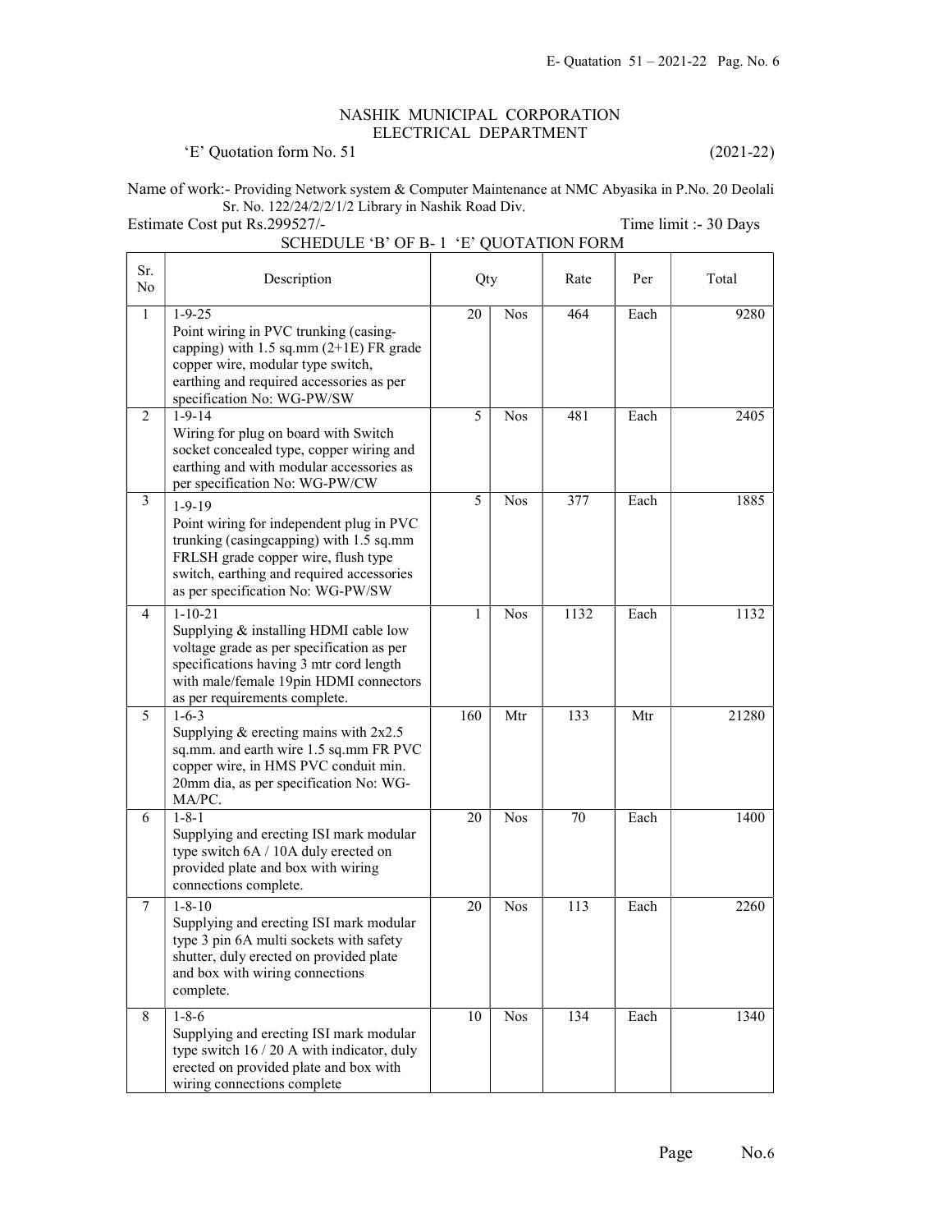NASHIK MUNICIPAL CORPORATION
ELECTRICAL DEPARTMENT

'E' Quotation form No. 51 (2021-22)

Name of work:- Providing Network system & Computer Maintenance at NMC Abyasika in P.No. 20 Deolali Sr. No. 122/24/2/2/1/2 Library in Nashik Road Div.

Estimate Cost put Rs.299527/- Time limit :- 30 Days

SCHEDULE 'B' OF B- 1 'E' QUOTATION FORM

| Sr. No | Description | Qty | | Rate | Per | Total |
|---|---|---|---|---|---|---|
| 1 | 1-9-25<br>Point wiring in PVC trunking (casing-capping) with 1.5 sq.mm (2+1E) FR grade copper wire, modular type switch, earthing and required accessories as per specification No: WG-PW/SW | 20 | Nos | 464 | Each | 9280 |
| 2 | 1-9-14<br>Wiring for plug on board with Switch socket concealed type, copper wiring and earthing and with modular accessories as per specification No: WG-PW/CW | 5 | Nos | 481 | Each | 2405 |
| 3 | 1-9-19<br>Point wiring for independent plug in PVC trunking (casingcapping) with 1.5 sq.mm FRLSH grade copper wire, flush type switch, earthing and required accessories as per specification No: WG-PW/SW | 5 | Nos | 377 | Each | 1885 |
| 4 | 1-10-21<br>Supplying & installing HDMI cable low voltage grade as per specification as per specifications having 3 mtr cord length with male/female 19pin HDMI connectors as per requirements complete. | 1 | Nos | 1132 | Each | 1132 |
| 5 | 1-6-3<br>Supplying & erecting mains with 2x2.5 sq.mm. and earth wire 1.5 sq.mm FR PVC copper wire, in HMS PVC conduit min. 20mm dia, as per specification No: WG-MA/PC. | 160 | Mtr | 133 | Mtr | 21280 |
| 6 | 1-8-1<br>Supplying and erecting ISI mark modular type switch 6A / 10A duly erected on provided plate and box with wiring connections complete. | 20 | Nos | 70 | Each | 1400 |
| 7 | 1-8-10<br>Supplying and erecting ISI mark modular type 3 pin 6A multi sockets with safety shutter, duly erected on provided plate and box with wiring connections complete. | 20 | Nos | 113 | Each | 2260 |
| 8 | 1-8-6<br>Supplying and erecting ISI mark modular type switch 16 / 20 A with indicator, duly erected on provided plate and box with wiring connections complete | 10 | Nos | 134 | Each | 1340 |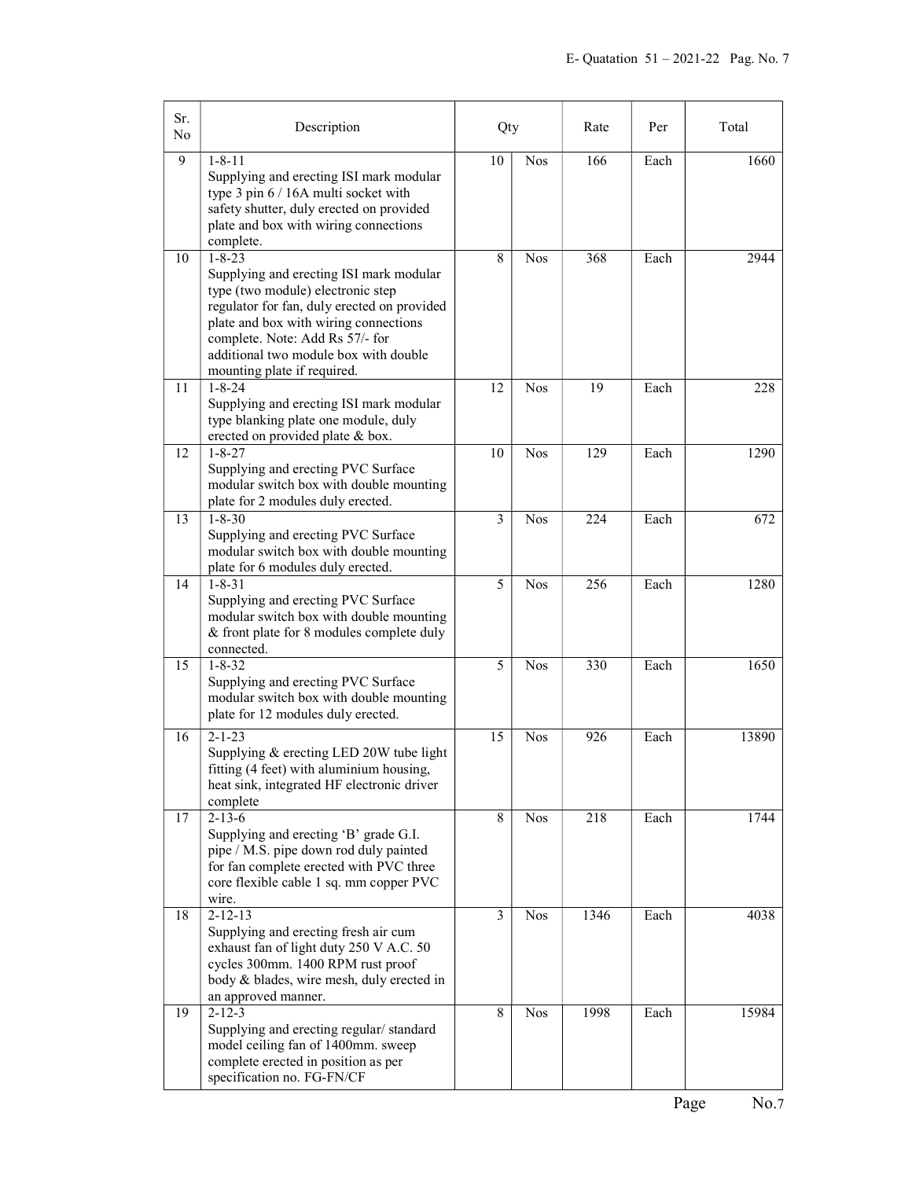| Sr. No | Description | Qty | | Rate | Per | Total |
|---|---|---|---|---|---|---|
| 9 | 1-8-11<br>Supplying and erecting ISI mark modular type 3 pin 6 / 16A multi socket with safety shutter, duly erected on provided plate and box with wiring connections complete. | 10 | Nos | 166 | Each | 1660 |
| 10 | 1-8-23<br>Supplying and erecting ISI mark modular type (two module) electronic step regulator for fan, duly erected on provided plate and box with wiring connections complete. Note: Add Rs 57/- for additional two module box with double mounting plate if required. | 8 | Nos | 368 | Each | 2944 |
| 11 | 1-8-24<br>Supplying and erecting ISI mark modular type blanking plate one module, duly erected on provided plate & box. | 12 | Nos | 19 | Each | 228 |
| 12 | 1-8-27<br>Supplying and erecting PVC Surface modular switch box with double mounting plate for 2 modules duly erected. | 10 | Nos | 129 | Each | 1290 |
| 13 | 1-8-30<br>Supplying and erecting PVC Surface modular switch box with double mounting plate for 6 modules duly erected. | 3 | Nos | 224 | Each | 672 |
| 14 | 1-8-31<br>Supplying and erecting PVC Surface modular switch box with double mounting & front plate for 8 modules complete duly connected. | 5 | Nos | 256 | Each | 1280 |
| 15 | 1-8-32<br>Supplying and erecting PVC Surface modular switch box with double mounting plate for 12 modules duly erected. | 5 | Nos | 330 | Each | 1650 |
| 16 | 2-1-23<br>Supplying & erecting LED 20W tube light fitting (4 feet) with aluminium housing, heat sink, integrated HF electronic driver complete | 15 | Nos | 926 | Each | 13890 |
| 17 | 2-13-6<br>Supplying and erecting 'B' grade G.I. pipe / M.S. pipe down rod duly painted for fan complete erected with PVC three core flexible cable 1 sq. mm copper PVC wire. | 8 | Nos | 218 | Each | 1744 |
| 18 | 2-12-13<br>Supplying and erecting fresh air cum exhaust fan of light duty 250 V A.C. 50 cycles 300mm. 1400 RPM rust proof body & blades, wire mesh, duly erected in an approved manner. | 3 | Nos | 1346 | Each | 4038 |
| 19 | 2-12-3<br>Supplying and erecting regular/ standard model ceiling fan of 1400mm. sweep complete erected in position as per specification no. FG-FN/CF | 8 | Nos | 1998 | Each | 15984 |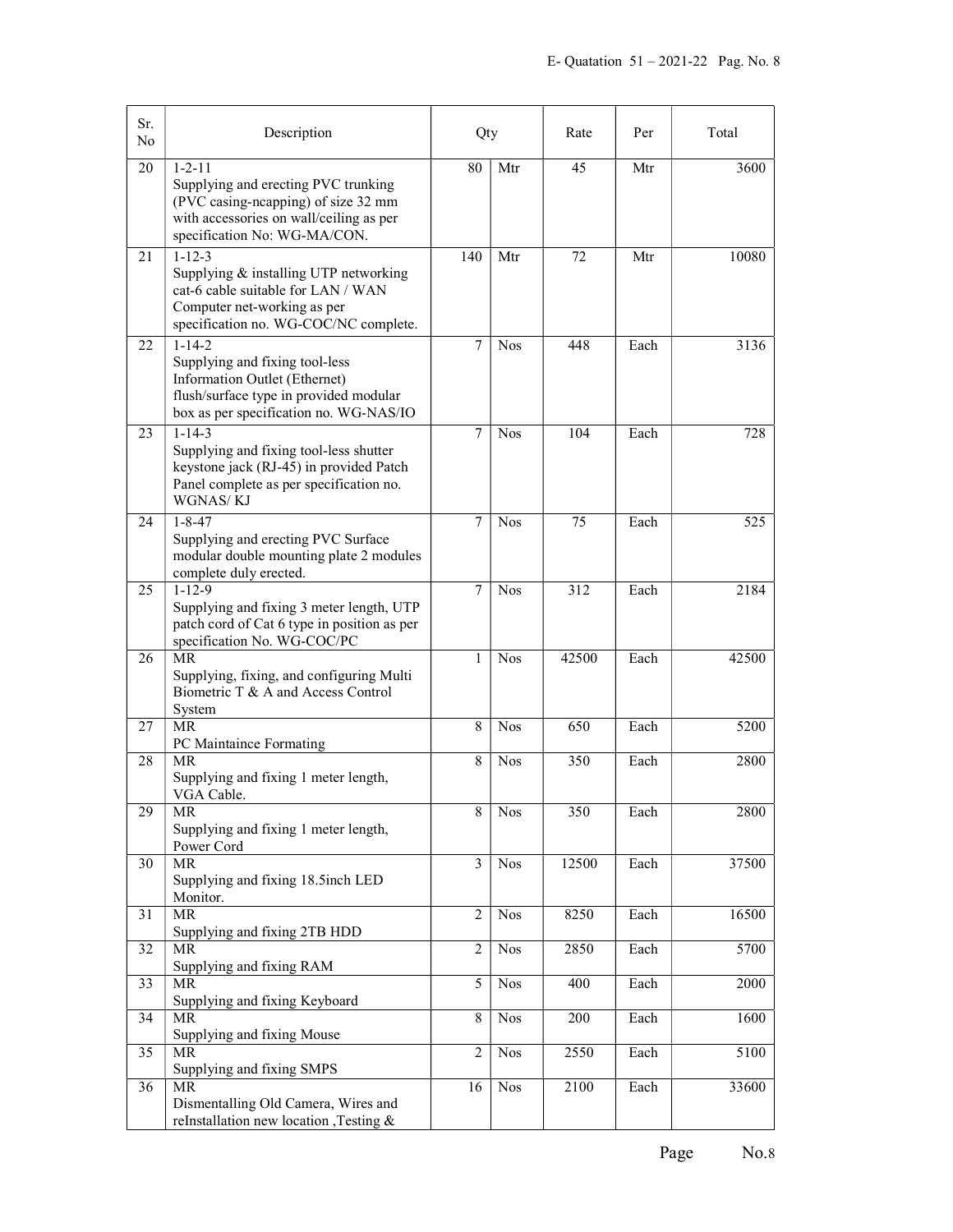| Sr. No | Description | Qty | | Rate | Per | Total |
|---|---|---|---|---|---|---|
| 20 | 1-2-11<br>Supplying and erecting PVC trunking (PVC casing-ncapping) of size 32 mm with accessories on wall/ceiling as per specification No: WG-MA/CON. | 80 | Mtr | 45 | Mtr | 3600 |
| 21 | 1-12-3<br>Supplying & installing UTP networking cat-6 cable suitable for LAN / WAN Computer net-working as per specification no. WG-COC/NC complete. | 140 | Mtr | 72 | Mtr | 10080 |
| 22 | 1-14-2<br>Supplying and fixing tool-less Information Outlet (Ethernet) flush/surface type in provided modular box as per specification no. WG-NAS/IO | 7 | Nos | 448 | Each | 3136 |
| 23 | 1-14-3<br>Supplying and fixing tool-less shutter keystone jack (RJ-45) in provided Patch Panel complete as per specification no. WGNAS/ KJ | 7 | Nos | 104 | Each | 728 |
| 24 | 1-8-47<br>Supplying and erecting PVC Surface modular double mounting plate 2 modules complete duly erected. | 7 | Nos | 75 | Each | 525 |
| 25 | 1-12-9<br>Supplying and fixing 3 meter length, UTP patch cord of Cat 6 type in position as per specification No. WG-COC/PC | 7 | Nos | 312 | Each | 2184 |
| 26 | MR<br>Supplying, fixing, and configuring Multi Biometric T & A and Access Control System | 1 | Nos | 42500 | Each | 42500 |
| 27 | MR<br>PC Maintaince Formating | 8 | Nos | 650 | Each | 5200 |
| 28 | MR<br>Supplying and fixing 1 meter length, VGA Cable. | 8 | Nos | 350 | Each | 2800 |
| 29 | MR<br>Supplying and fixing 1 meter length, Power Cord | 8 | Nos | 350 | Each | 2800 |
| 30 | MR<br>Supplying and fixing 18.5inch LED Monitor. | 3 | Nos | 12500 | Each | 37500 |
| 31 | MR<br>Supplying and fixing 2TB HDD | 2 | Nos | 8250 | Each | 16500 |
| 32 | MR<br>Supplying and fixing RAM | 2 | Nos | 2850 | Each | 5700 |
| 33 | MR<br>Supplying and fixing Keyboard | 5 | Nos | 400 | Each | 2000 |
| 34 | MR<br>Supplying and fixing Mouse | 8 | Nos | 200 | Each | 1600 |
| 35 | MR<br>Supplying and fixing SMPS | 2 | Nos | 2550 | Each | 5100 |
| 36 | MR<br>Dismentalling Old Camera, Wires and reInstallation new location ,Testing & | 16 | Nos | 2100 | Each | 33600 |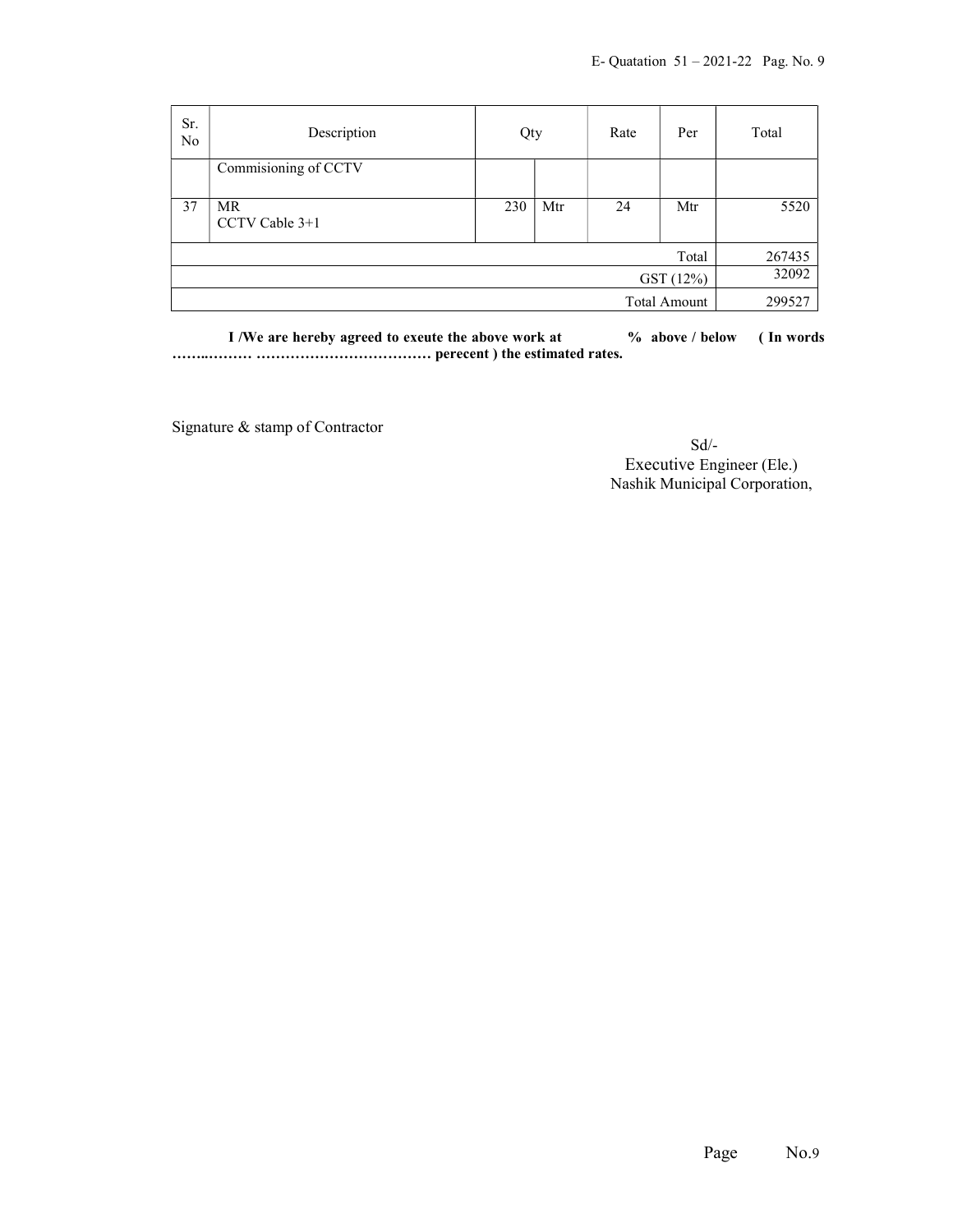| Sr. No | Description | Qty | | Rate | Per | Total |
|---|---|---|---|---|---|---|
| | Commisioning of CCTV | | | | | |
| 37 | MR<br>CCTV Cable 3+1 | 230 | Mtr | 24 | Mtr | 5520 |
| | | | | | Total | 267435 |
| | | | | | GST (12%) | 32092 |
| | | | | | Total Amount | 299527 |

**I /We are hereby agreed to exeute the above work at % above / below ( In words …….……… ……………………………… perecent ) the estimated rates.**

Signature & stamp of Contractor

Sd/-
Executive Engineer (Ele.)
Nashik Municipal Corporation,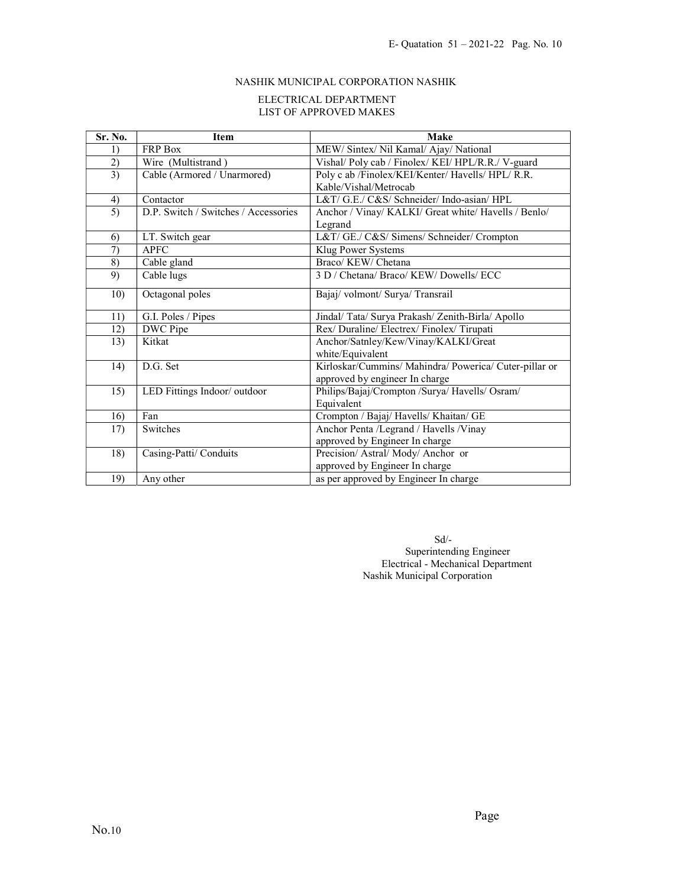NASHIK MUNICIPAL CORPORATION NASHIK

ELECTRICAL DEPARTMENT
LIST OF APPROVED MAKES

| Sr. No. | Item | Make |
|---|---|---|
| 1) | FRP Box | MEW/ Sintex/ Nil Kamal/ Ajay/ National |
| 2) | Wire (Multistrand ) | Vishal/ Poly cab / Finolex/ KEI/ HPL/R.R./ V-guard |
| 3) | Cable (Armored / Unarmored) | Poly c ab /Finolex/KEI/Kenter/ Havells/ HPL/ R.R. Kable/Vishal/Metrocab |
| 4) | Contactor | L&T/ G.E./ C&S/ Schneider/ Indo-asian/ HPL |
| 5) | D.P. Switch / Switches / Accessories | Anchor / Vinay/ KALKI/ Great white/ Havells / Benlo/ Legrand |
| 6) | LT. Switch gear | L&T/ GE./ C&S/ Simens/ Schneider/ Crompton |
| 7) | APFC | Klug Power Systems |
| 8) | Cable gland | Braco/ KEW/ Chetana |
| 9) | Cable lugs | 3 D / Chetana/ Braco/ KEW/ Dowells/ ECC |
| 10) | Octagonal poles | Bajaj/ volmont/ Surya/ Transrail |
| 11) | G.I. Poles / Pipes | Jindal/ Tata/ Surya Prakash/ Zenith-Birla/ Apollo |
| 12) | DWC Pipe | Rex/ Duraline/ Electrex/ Finolex/ Tirupati |
| 13) | Kitkat | Anchor/Satnley/Kew/Vinay/KALKI/Great white/Equivalent |
| 14) | D.G. Set | Kirloskar/Cummins/ Mahindra/ Powerica/ Cuter-pillar or approved by engineer In charge |
| 15) | LED Fittings Indoor/ outdoor | Philips/Bajaj/Crompton /Surya/ Havells/ Osram/ Equivalent |
| 16) | Fan | Crompton / Bajaj/ Havells/ Khaitan/ GE |
| 17) | Switches | Anchor Penta /Legrand / Havells /Vinay approved by Engineer In charge |
| 18) | Casing-Patti/ Conduits | Precision/ Astral/ Mody/ Anchor or approved by Engineer In charge |
| 19) | Any other | as per approved by Engineer In charge |

Sd/-
Superintending Engineer
Electrical - Mechanical Department
Nashik Municipal Corporation